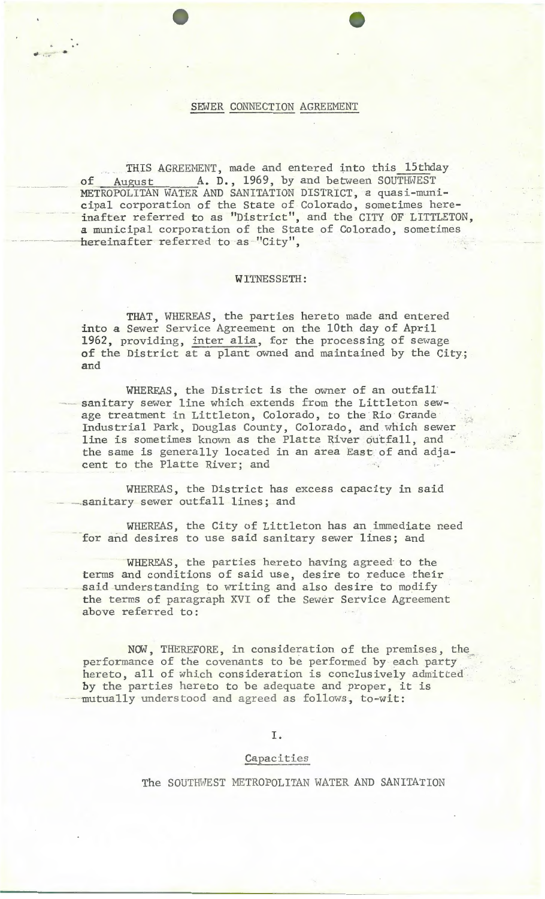# SEWER CONNECTION AGREEMENT

THIS AGREEMENT, made and entered into this 15thday of August A. D., 1969, by and between SOUTHWEST METROPOLITAN WATER AND SANITATION DISTRICT, a quasi-municipal corporation of the State of Colorado, sometimes hereinafter referred to as "District", and the CITY OF LITTLETON, a municipal corporation of the State of Colorado, sometimes hereinafter referred to as "City",

WITNESSETH:

THAT, WHEREAS, the parties hereto made and entered into a Sewer Service Agreement on the 10th day of April 1962, providing, inter alia, for the processing of sewage of the District at a plant owned and maintained by the City; and

WHEREAS, the District is the owner of an outfall sanitary sewer line which extends from the Littleton sewage treatment in Littleton, Colorado, to the Rio Grande Industrial Park, Douglas County, Colorado, and which sewer line is sometimes known as the Platte River outfall, and the same is generally located in an area East of and adjacent to the Platte River; and

WHEREAS, the District has excess capacity in said sanitary sewer outfall lines; and

WHEREAS, the City of Littleton has an immediate need for and desires to use said sanitary sewer lines; and

WHEREAS, the parties hereto having agreed to the terms and conditions of said use, desire to reduce their said understanding to writing and also desire to modify the terms of paragraph XVI of the Sewer Service Agreement above referred to:

NOW, THEREFORE, in consideration of the premises, the performance of the covenants to be performed by each party hereto, all of which consideration is conclusively admitted by the parties hereto to be adequate and proper, it is mutually understood and agreed as follows, to-wit:

I.

Capacities

The SOUTHWEST METROPOLITAN WATER AND SANITATION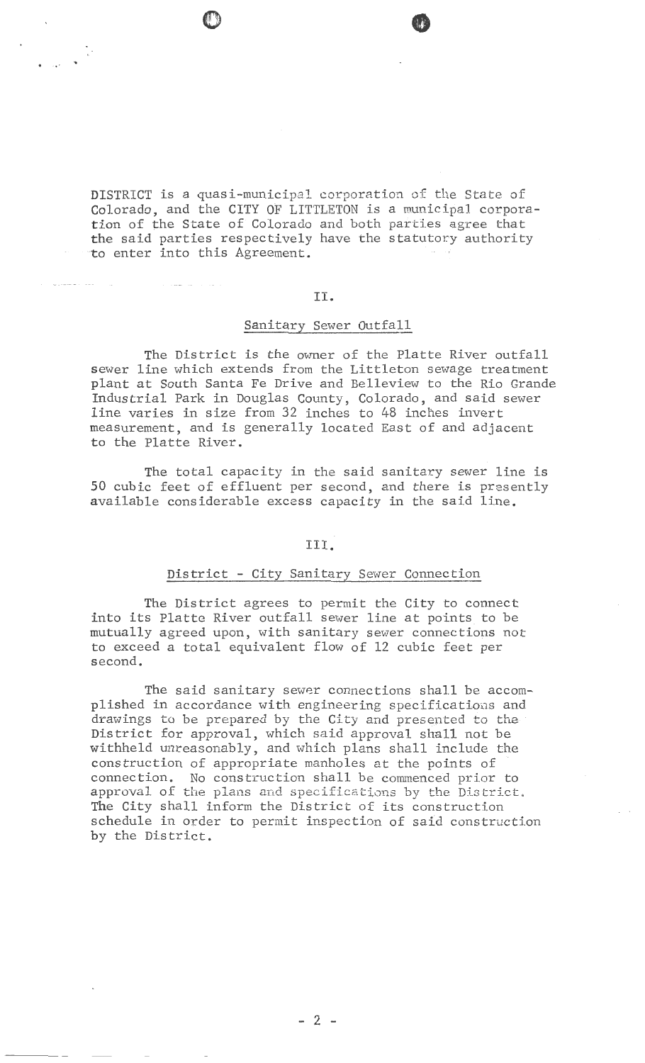DISTRICT is a quasi-municipal corporation of the State of Colorado, and the CITY OF LITTLETON is a municipal corporation of the State of Colorado and both parties agree that the said parties respectively have the statutory authority to enter into this Agreement.

## II.

### Sanitary Sewer Outfall

The District is the owner of the Platte River outfall sewer line which extends from the Littleton sewage treatment plant at South Santa Fe Drive and Belleview to the Rio Grande Industrial Park in Douglas County, Colorado, and said sewer line varies in size from 32 inches to 48 inches invert measurement, and is generally located East of and adjacent to the Platte River.

The total capacity in the said sanitary sewer line is 50 cubic feet of effluent per second, and there is presently available considerable excess capacity in the said line.

## III.

### District - City Sanitary Sewer Connection

The District agrees to permit the City to connect into its Platte River outfall sewer line at points to be mutually agreed upon, with sanitary sewer connections not to exceed a total equivalent flow of 12 cubic feet per second.

The said sanitary sewer connections shall be accomplished in accordance with engineering specifications and drawings to be prepared by the City and presented to the District for approval, which said approval shall not be withheld unreasonably, and which plans shall include the construction of appropriate manholes at the points of connection. No construction shall be commenced prior to approval of the plans and specifications by the District. The City shall inform the District of its construction schedule in order to permit inspection of said construction by the District.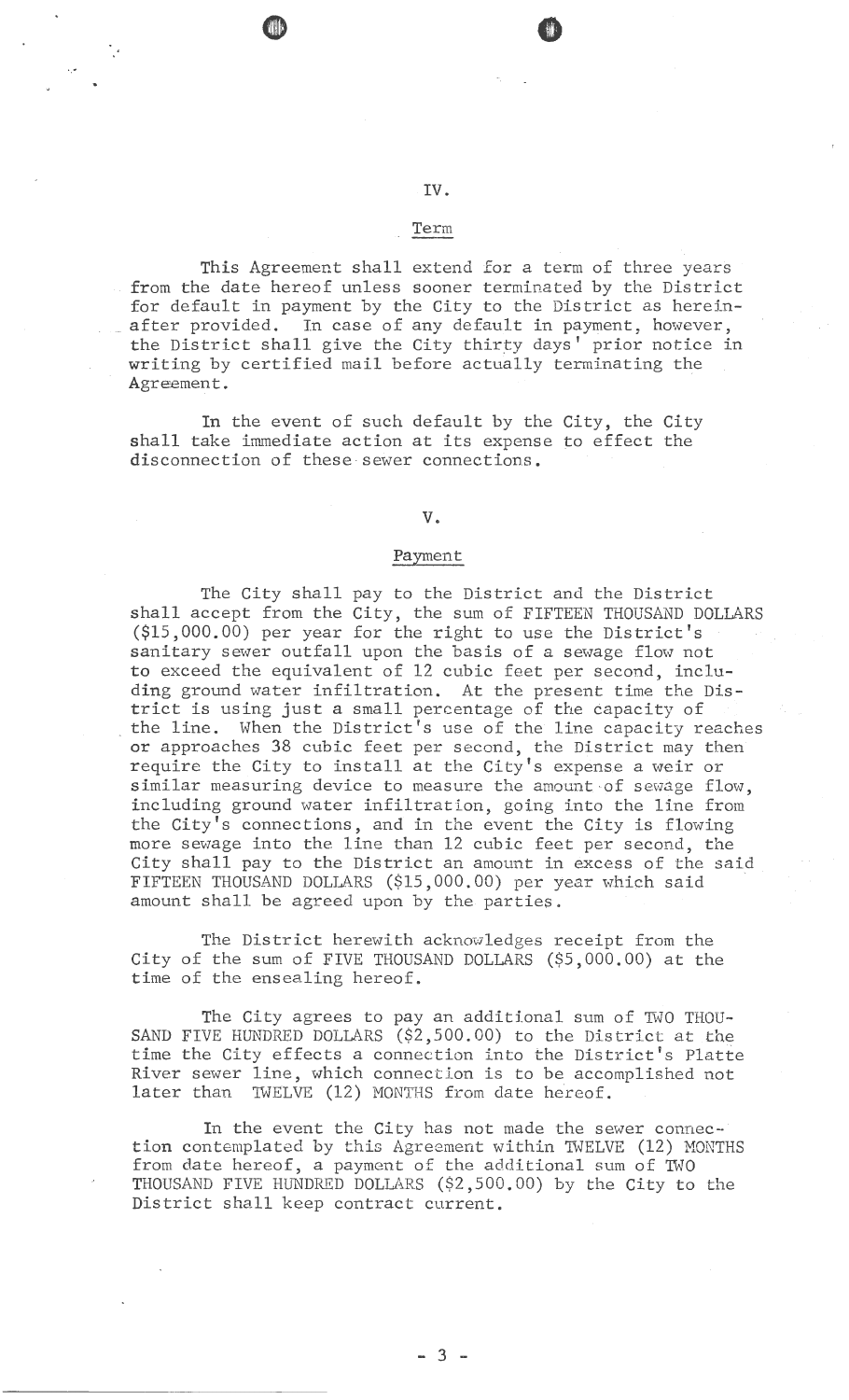## IV.

### Term

This Agreement shall extend for a term of three years from the date hereof unless sooner terminated by the District for default in payment by the City to the District as hereinafter provided. In case of any default in payment, however, the District shall give the City thirty days' prior notice in writing by certified mail before actually terminating the Agreement.

In the event of such default by the City, the City shall take immediate action at its expense to effect the disconnection of these sewer connections.

## V.

### Payment

The City shall pay to the District and the District shall accept from the City, the sum of FIFTEEN THOUSAND DOLLARS ($15,000.00) per year for the right to use the District's sanitary sewer outfall upon the basis of a sewage flow not to exceed the equivalent of 12 cubic feet per second, including ground water infiltration. At the present time the District is using just a small percentage of the capacity of the line. When the District's use of the line capacity reaches or approaches 38 cubic feet per second, the District may then require the City to install at the City's expense a weir or similar measuring device to measure the amount of sewage flow, including ground water infiltration, going into the line from the City's connections, and in the event the City is flowing more sewage into the line than 12 cubic feet per second, the City shall pay to the District an amount in excess of the said FIFTEEN THOUSAND DOLLARS ($15,000.00) per year which said amount shall be agreed upon by the parties.

The District herewith acknowledges receipt from the City of the sum of FIVE THOUSAND DOLLARS ($5,000.00) at the time of the ensealing hereof.

The City agrees to pay an additional sum of TWO THOUSAND FIVE HUNDRED DOLLARS ($2,500.00) to the District at the time the City effects a connection into the District's Platte River sewer line, which connection is to be accomplished not later than TWELVE (12) MONTHS from date hereof.

In the event the City has not made the sewer connection contemplated by this Agreement within TWELVE (12) MONTHS from date hereof, a payment of the additional sum of TWO THOUSAND FIVE HUNDRED DOLLARS ($2,500.00) by the City to the District shall keep contract current.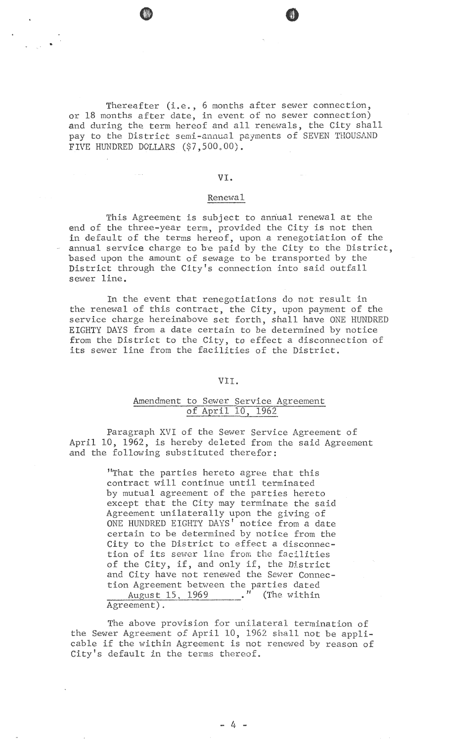Thereafter (i.e., 6 months after sewer connection, or 18 months after date, in event of no sewer connection) and during the term hereof and all renewals, the City shall pay to the District semi-annual payments of SEVEN THOUSAND FIVE HUNDRED DOLLARS ($7,500.00).

## VI.

### Renewal

This Agreement is subject to annual renewal at the end of the three-year term, provided the City is not then in default of the terms hereof, upon a renegotiation of the annual service charge to be paid by the City to the District, based upon the amount of sewage to be transported by the District through the City's connection into said outfall sewer line.

In the event that renegotiations do not result in the renewal of this contract, the City, upon payment of the service charge hereinabove set forth, shall have ONE HUNDRED EIGHTY DAYS from a date certain to be determined by notice from the District to the City, to effect a disconnection of its sewer line from the facilities of the District.

## VII.

### Amendment to Sewer Service Agreement of April 10, 1962

Paragraph XVI of the Sewer Service Agreement of April 10, 1962, is hereby deleted from the said Agreement and the following substituted therefor:

> "That the parties hereto agree that this contract will continue until terminated by mutual agreement of the parties hereto except that the City may terminate the said Agreement unilaterally upon the giving of ONE HUNDRED EIGHTY DAYS' notice from a date certain to be determined by notice from the City to the District to effect a disconnection of its sewer line from the facilities of the City, if, and only if, the District and City have not renewed the Sewer Connection Agreement between the parties dated August 15, 1969." (The within Agreement).

The above provision for unilateral termination of the Sewer Agreement of April 10, 1962 shall not be applicable if the within Agreement is not renewed by reason of City's default in the terms thereof.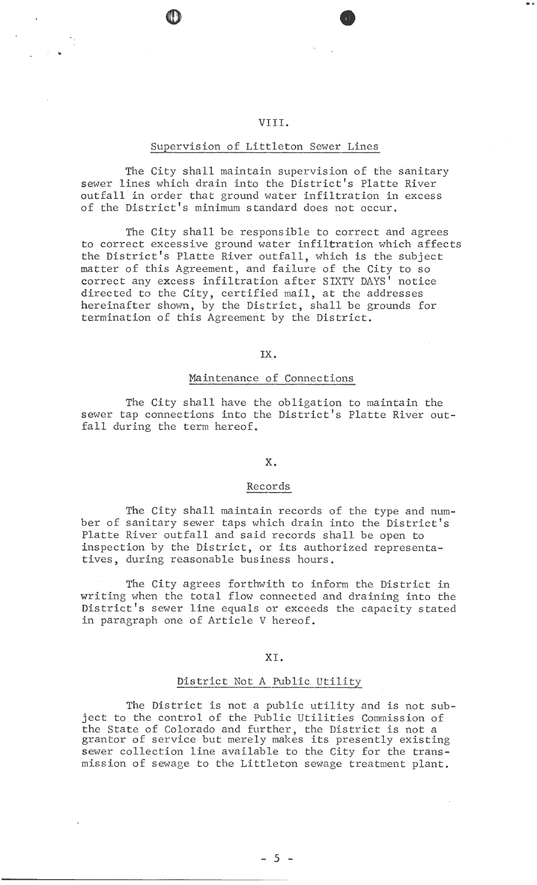## VIII.

### Supervision of Littleton Sewer Lines

The City shall maintain supervision of the sanitary sewer lines which drain into the District's Platte River outfall in order that ground water infiltration in excess of the District's minimum standard does not occur.

The City shall be responsible to correct and agrees to correct excessive ground water infiltration which affects the District's Platte River outfall, which is the subject matter of this Agreement, and failure of the City to so correct any excess infiltration after SIXTY DAYS' notice directed to the City, certified mail, at the addresses hereinafter shown, by the District, shall be grounds for termination of this Agreement by the District.

## IX.

### Maintenance of Connections

The City shall have the obligation to maintain the sewer tap connections into the District's Platte River outfall during the term hereof.

## X.

### Records

The City shall maintain records of the type and number of sanitary sewer taps which drain into the District's Platte River outfall and said records shall be open to inspection by the District, or its authorized representatives, during reasonable business hours.

The City agrees forthwith to inform the District in writing when the total flow connected and draining into the District's sewer line equals or exceeds the capacity stated in paragraph one of Article V hereof.

## XI.

### District Not A Public Utility

The District is not a public utility and is not subject to the control of the Public Utilities Commission of the State of Colorado and further, the District is not a grantor of service but merely makes its presently existing sewer collection line available to the City for the transmission of sewage to the Littleton sewage treatment plant.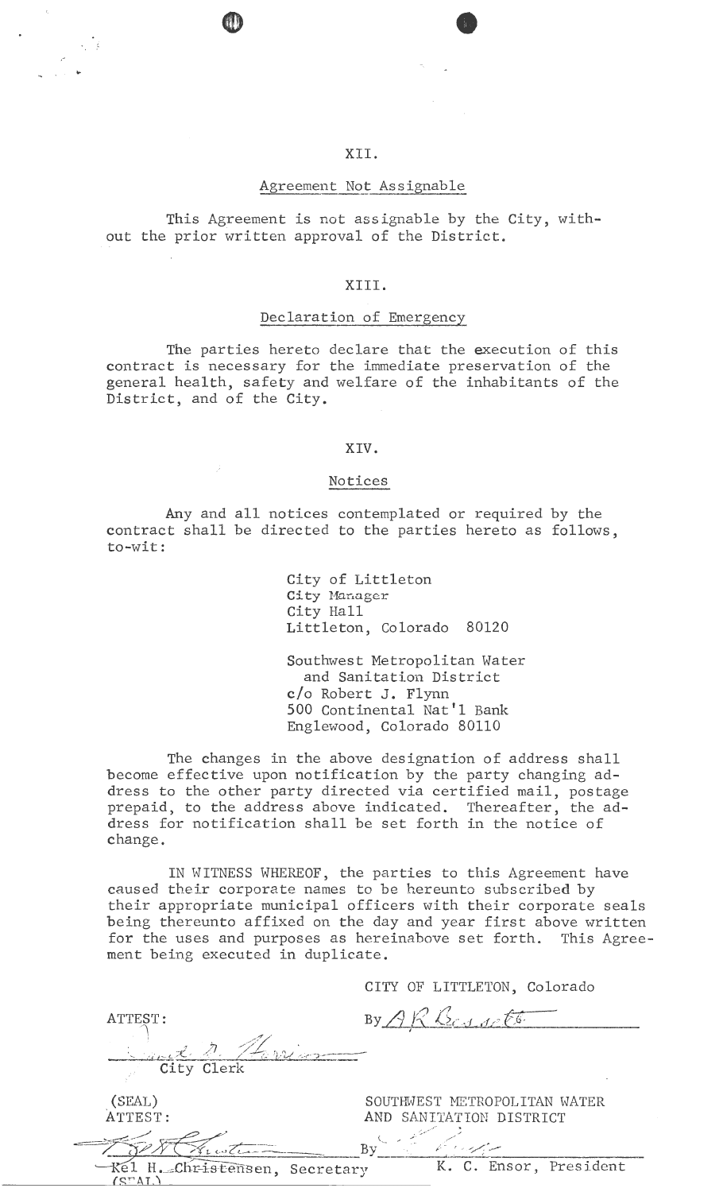## XII.

### Agreement Not Assignable

This Agreement is not assignable by the City, without the prior written approval of the District.

## XIII.

### Declaration of Emergency

The parties hereto declare that the execution of this contract is necessary for the immediate preservation of the general health, safety and welfare of the inhabitants of the District, and of the City.

## XIV.

### Notices

Any and all notices contemplated or required by the contract shall be directed to the parties hereto as follows, to-wit:

City of Littleton
City Manager
City Hall
Littleton, Colorado 80120

Southwest Metropolitan Water
and Sanitation District
c/o Robert J. Flynn
500 Continental Nat'l Bank
Englewood, Colorado 80110

The changes in the above designation of address shall become effective upon notification by the party changing address to the other party directed via certified mail, postage prepaid, to the address above indicated. Thereafter, the address for notification shall be set forth in the notice of change.

IN WITNESS WHEREOF, the parties to this Agreement have caused their corporate names to be hereunto subscribed by their appropriate municipal officers with their corporate seals being thereunto affixed on the day and year first above written for the uses and purposes as hereinabove set forth. This Agreement being executed in duplicate.

CITY OF LITTLETON, Colorado

ATTEST:

City Clerk

By A R Bessette

(SEAL)

ATTEST:

Kel H. Christensen, Secretary

(SEAL)

SOUTHWEST METROPOLITAN WATER AND SANITATION DISTRICT

By

K. C. Ensor, President